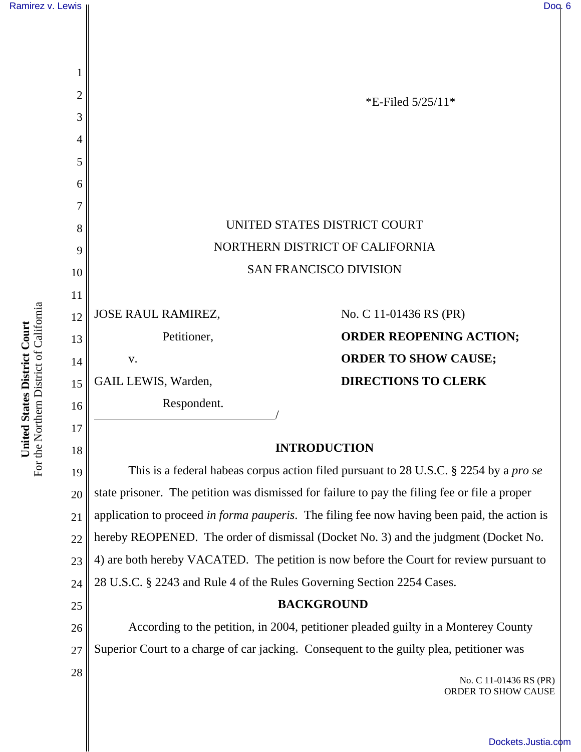*E-Filed 5/25/11*

UNITED STATES DISTRICT COURT
NORTHERN DISTRICT OF CALIFORNIA
SAN FRANCISCO DIVISION

JOSE RAUL RAMIREZ,

Petitioner,

v.

GAIL LEWIS, Warden,

Respondent.

No. C 11-01436 RS (PR)

**ORDER REOPENING ACTION;**
**ORDER TO SHOW CAUSE;**
**DIRECTIONS TO CLERK**

## INTRODUCTION

This is a federal habeas corpus action filed pursuant to 28 U.S.C. § 2254 by a *pro se* state prisoner. The petition was dismissed for failure to pay the filing fee or file a proper application to proceed *in forma pauperis*. The filing fee now having been paid, the action is hereby REOPENED. The order of dismissal (Docket No. 3) and the judgment (Docket No. 4) are both hereby VACATED. The petition is now before the Court for review pursuant to 28 U.S.C. § 2243 and Rule 4 of the Rules Governing Section 2254 Cases.

## BACKGROUND

According to the petition, in 2004, petitioner pleaded guilty in a Monterey County Superior Court to a charge of car jacking. Consequent to the guilty plea, petitioner was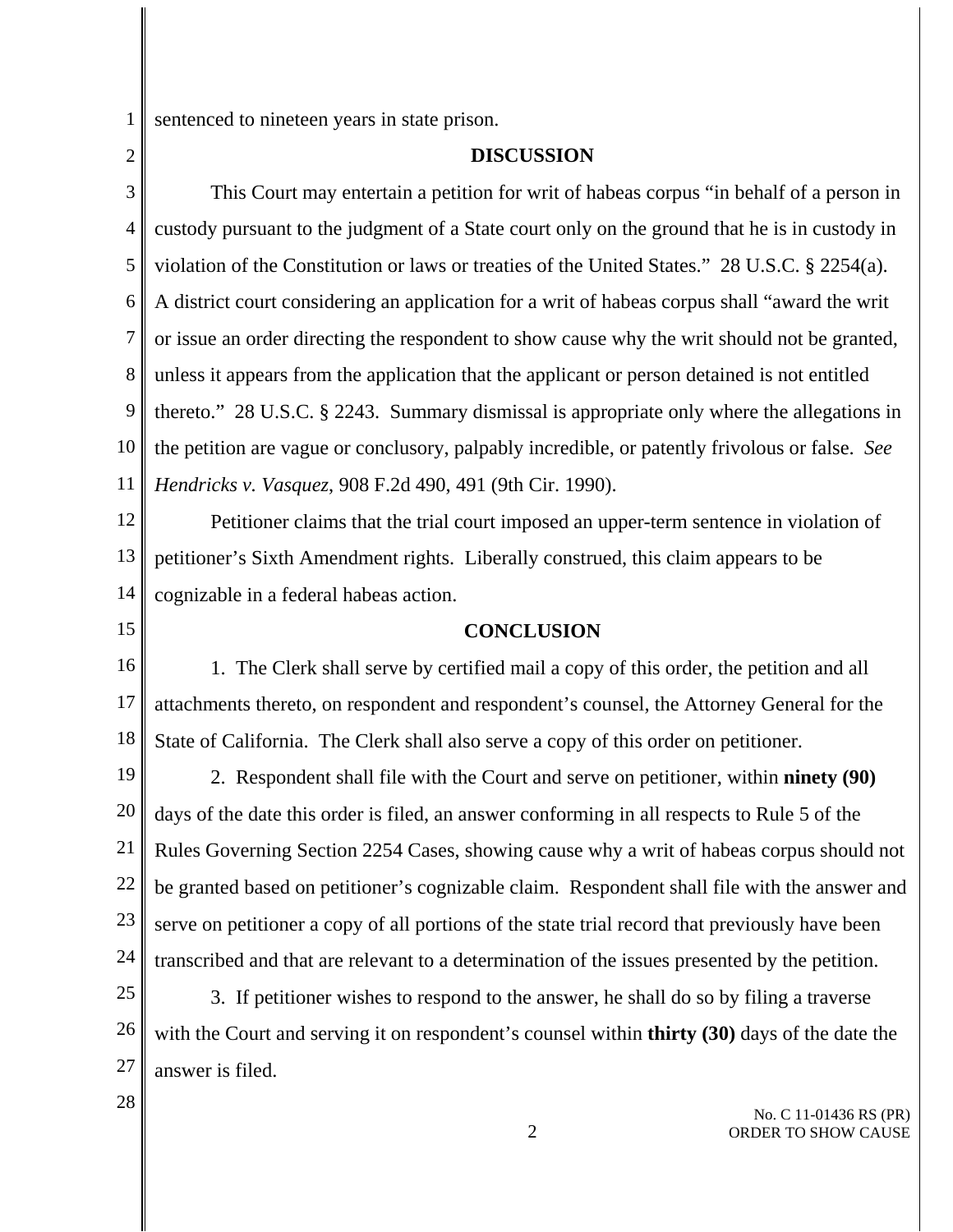sentenced to nineteen years in state prison.

## DISCUSSION

This Court may entertain a petition for writ of habeas corpus "in behalf of a person in custody pursuant to the judgment of a State court only on the ground that he is in custody in violation of the Constitution or laws or treaties of the United States." 28 U.S.C. § 2254(a). A district court considering an application for a writ of habeas corpus shall "award the writ or issue an order directing the respondent to show cause why the writ should not be granted, unless it appears from the application that the applicant or person detained is not entitled thereto." 28 U.S.C. § 2243. Summary dismissal is appropriate only where the allegations in the petition are vague or conclusory, palpably incredible, or patently frivolous or false. *See Hendricks v. Vasquez*, 908 F.2d 490, 491 (9th Cir. 1990).

Petitioner claims that the trial court imposed an upper-term sentence in violation of petitioner's Sixth Amendment rights. Liberally construed, this claim appears to be cognizable in a federal habeas action.

## CONCLUSION

1. The Clerk shall serve by certified mail a copy of this order, the petition and all attachments thereto, on respondent and respondent's counsel, the Attorney General for the State of California. The Clerk shall also serve a copy of this order on petitioner.

2. Respondent shall file with the Court and serve on petitioner, within **ninety (90)** days of the date this order is filed, an answer conforming in all respects to Rule 5 of the Rules Governing Section 2254 Cases, showing cause why a writ of habeas corpus should not be granted based on petitioner's cognizable claim. Respondent shall file with the answer and serve on petitioner a copy of all portions of the state trial record that previously have been transcribed and that are relevant to a determination of the issues presented by the petition.

3. If petitioner wishes to respond to the answer, he shall do so by filing a traverse with the Court and serving it on respondent's counsel within **thirty (30)** days of the date the answer is filed.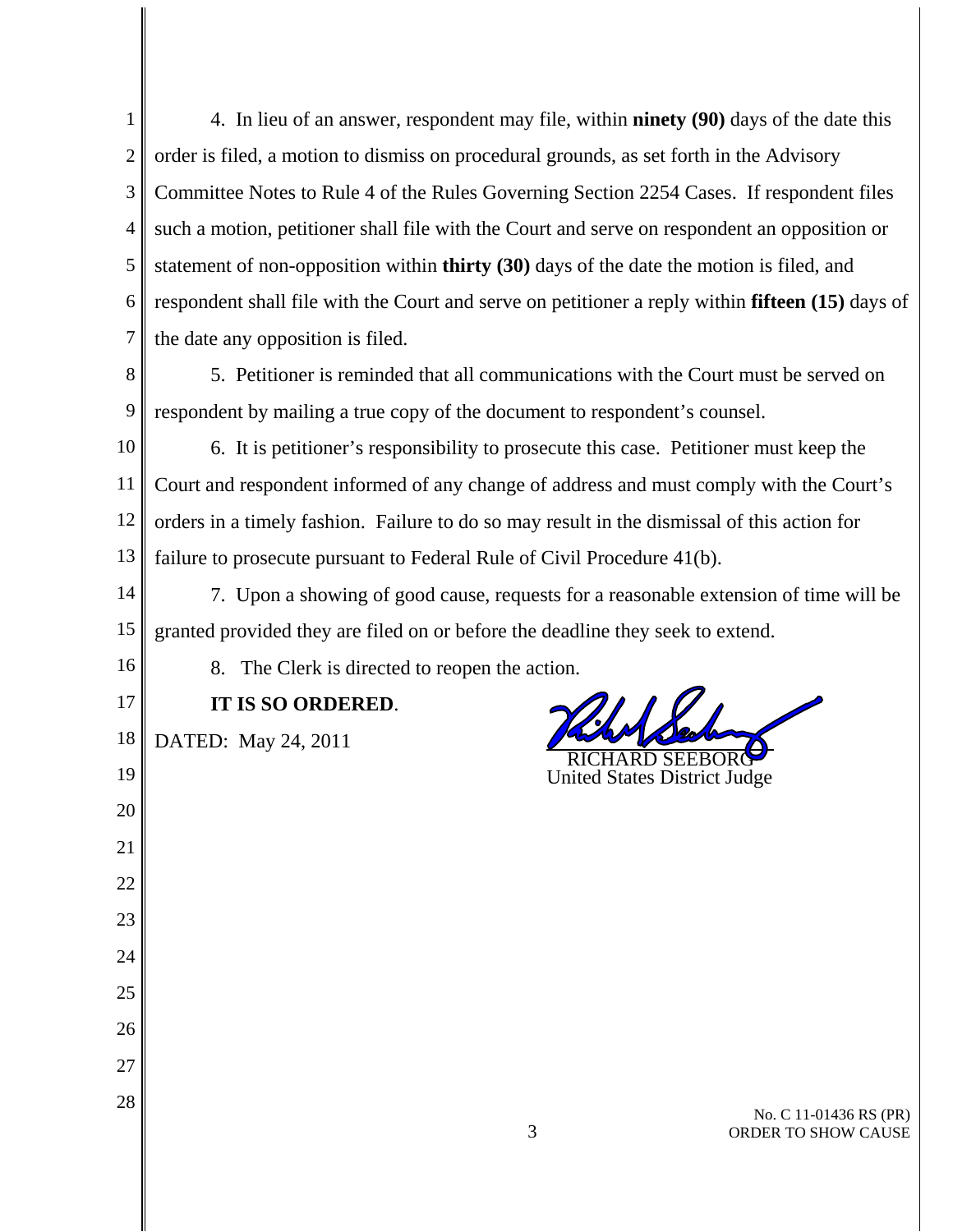4. In lieu of an answer, respondent may file, within **ninety (90)** days of the date this order is filed, a motion to dismiss on procedural grounds, as set forth in the Advisory Committee Notes to Rule 4 of the Rules Governing Section 2254 Cases. If respondent files such a motion, petitioner shall file with the Court and serve on respondent an opposition or statement of non-opposition within **thirty (30)** days of the date the motion is filed, and respondent shall file with the Court and serve on petitioner a reply within **fifteen (15)** days of the date any opposition is filed.

5. Petitioner is reminded that all communications with the Court must be served on respondent by mailing a true copy of the document to respondent's counsel.

6. It is petitioner's responsibility to prosecute this case. Petitioner must keep the Court and respondent informed of any change of address and must comply with the Court's orders in a timely fashion. Failure to do so may result in the dismissal of this action for failure to prosecute pursuant to Federal Rule of Civil Procedure 41(b).

7. Upon a showing of good cause, requests for a reasonable extension of time will be granted provided they are filed on or before the deadline they seek to extend.

8. The Clerk is directed to reopen the action.

**IT IS SO ORDERED**.

DATED: May 24, 2011

RICHARD SEEBORG
United States District Judge

No. C 11-01436 RS (PR)
ORDER TO SHOW CAUSE